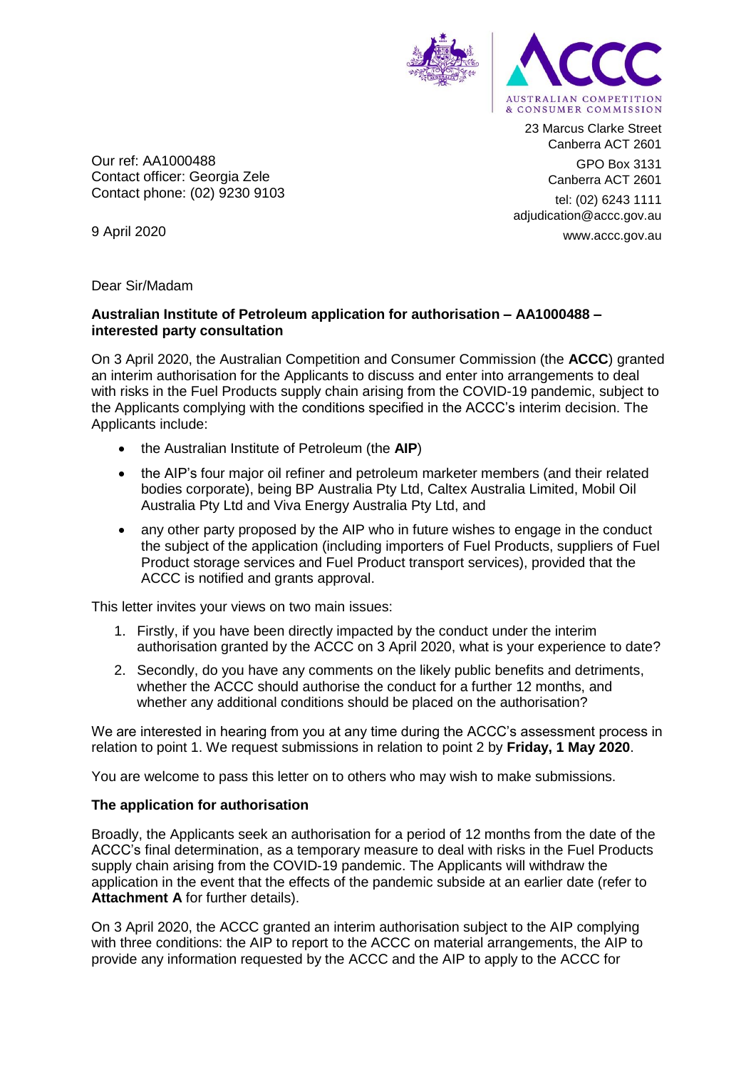AUSTRALIAN COMPETITION & CONSUMER COMMISSION

23 Marcus Clarke Street
Canberra ACT 2601

GPO Box 3131
Canberra ACT 2601

tel: (02) 6243 1111
adjudication@accc.gov.au

www.accc.gov.au

Our ref: AA1000488
Contact officer: Georgia Zele
Contact phone: (02) 9230 9103

9 April 2020

Dear Sir/Madam

**Australian Institute of Petroleum application for authorisation – AA1000488 – interested party consultation**

On 3 April 2020, the Australian Competition and Consumer Commission (the **ACCC**) granted an interim authorisation for the Applicants to discuss and enter into arrangements to deal with risks in the Fuel Products supply chain arising from the COVID-19 pandemic, subject to the Applicants complying with the conditions specified in the ACCC's interim decision. The Applicants include:

- the Australian Institute of Petroleum (the **AIP**)
- the AIP's four major oil refiner and petroleum marketer members (and their related bodies corporate), being BP Australia Pty Ltd, Caltex Australia Limited, Mobil Oil Australia Pty Ltd and Viva Energy Australia Pty Ltd, and
- any other party proposed by the AIP who in future wishes to engage in the conduct the subject of the application (including importers of Fuel Products, suppliers of Fuel Product storage services and Fuel Product transport services), provided that the ACCC is notified and grants approval.

This letter invites your views on two main issues:

1. Firstly, if you have been directly impacted by the conduct under the interim authorisation granted by the ACCC on 3 April 2020, what is your experience to date?
2. Secondly, do you have any comments on the likely public benefits and detriments, whether the ACCC should authorise the conduct for a further 12 months, and whether any additional conditions should be placed on the authorisation?

We are interested in hearing from you at any time during the ACCC's assessment process in relation to point 1. We request submissions in relation to point 2 by **Friday, 1 May 2020**.

You are welcome to pass this letter on to others who may wish to make submissions.

**The application for authorisation**

Broadly, the Applicants seek an authorisation for a period of 12 months from the date of the ACCC's final determination, as a temporary measure to deal with risks in the Fuel Products supply chain arising from the COVID-19 pandemic. The Applicants will withdraw the application in the event that the effects of the pandemic subside at an earlier date (refer to **Attachment A** for further details).

On 3 April 2020, the ACCC granted an interim authorisation subject to the AIP complying with three conditions: the AIP to report to the ACCC on material arrangements, the AIP to provide any information requested by the ACCC and the AIP to apply to the ACCC for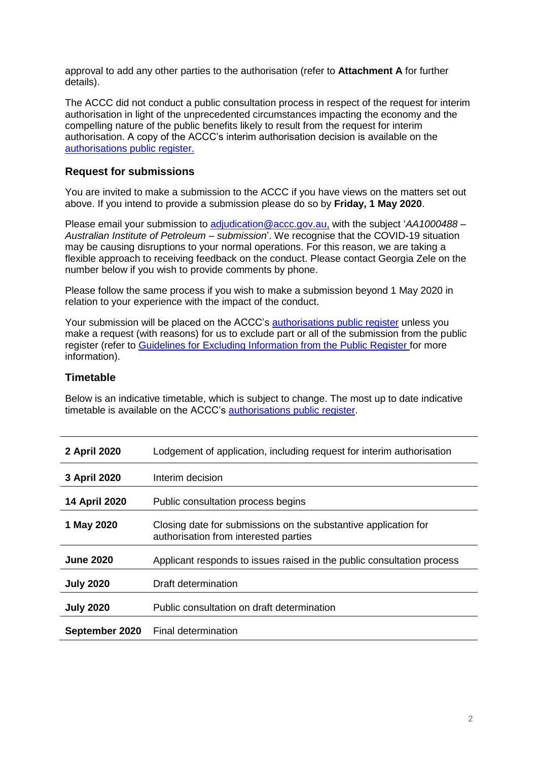approval to add any other parties to the authorisation (refer to **Attachment A** for further details).

The ACCC did not conduct a public consultation process in respect of the request for interim authorisation in light of the unprecedented circumstances impacting the economy and the compelling nature of the public benefits likely to result from the request for interim authorisation. A copy of the ACCC's interim authorisation decision is available on the [authorisations public register.]()

### Request for submissions

You are invited to make a submission to the ACCC if you have views on the matters set out above. If you intend to provide a submission please do so by **Friday, 1 May 2020**.

Please email your submission to [adjudication@accc.gov.au,](mailto:adjudication@accc.gov.au) with the subject '*AA1000488 – Australian Institute of Petroleum – submission*'. We recognise that the COVID-19 situation may be causing disruptions to your normal operations. For this reason, we are taking a flexible approach to receiving feedback on the conduct. Please contact Georgia Zele on the number below if you wish to provide comments by phone.

Please follow the same process if you wish to make a submission beyond 1 May 2020 in relation to your experience with the impact of the conduct.

Your submission will be placed on the ACCC's [authorisations public register]() unless you make a request (with reasons) for us to exclude part or all of the submission from the public register (refer to [Guidelines for Excluding Information from the Public Register]() for more information).

### Timetable

Below is an indicative timetable, which is subject to change. The most up to date indicative timetable is available on the ACCC's [authorisations public register]().

| | |
|---|---|
| **2 April 2020** | Lodgement of application, including request for interim authorisation |
| **3 April 2020** | Interim decision |
| **14 April 2020** | Public consultation process begins |
| **1 May 2020** | Closing date for submissions on the substantive application for authorisation from interested parties |
| **June 2020** | Applicant responds to issues raised in the public consultation process |
| **July 2020** | Draft determination |
| **July 2020** | Public consultation on draft determination |
| **September 2020** | Final determination |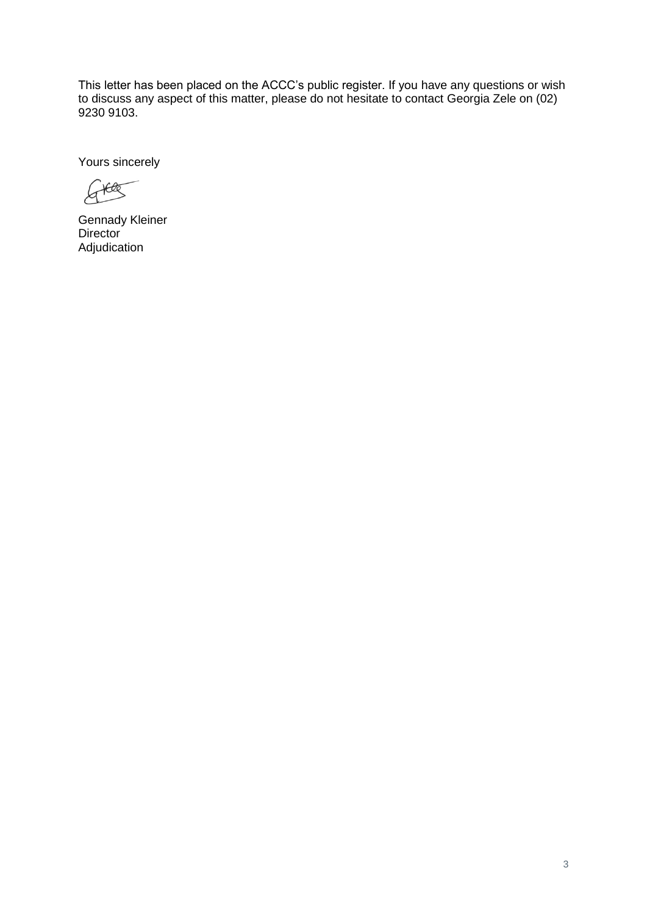This letter has been placed on the ACCC's public register. If you have any questions or wish to discuss any aspect of this matter, please do not hesitate to contact Georgia Zele on (02) 9230 9103.

Yours sincerely

Gennady Kleiner
Director
Adjudication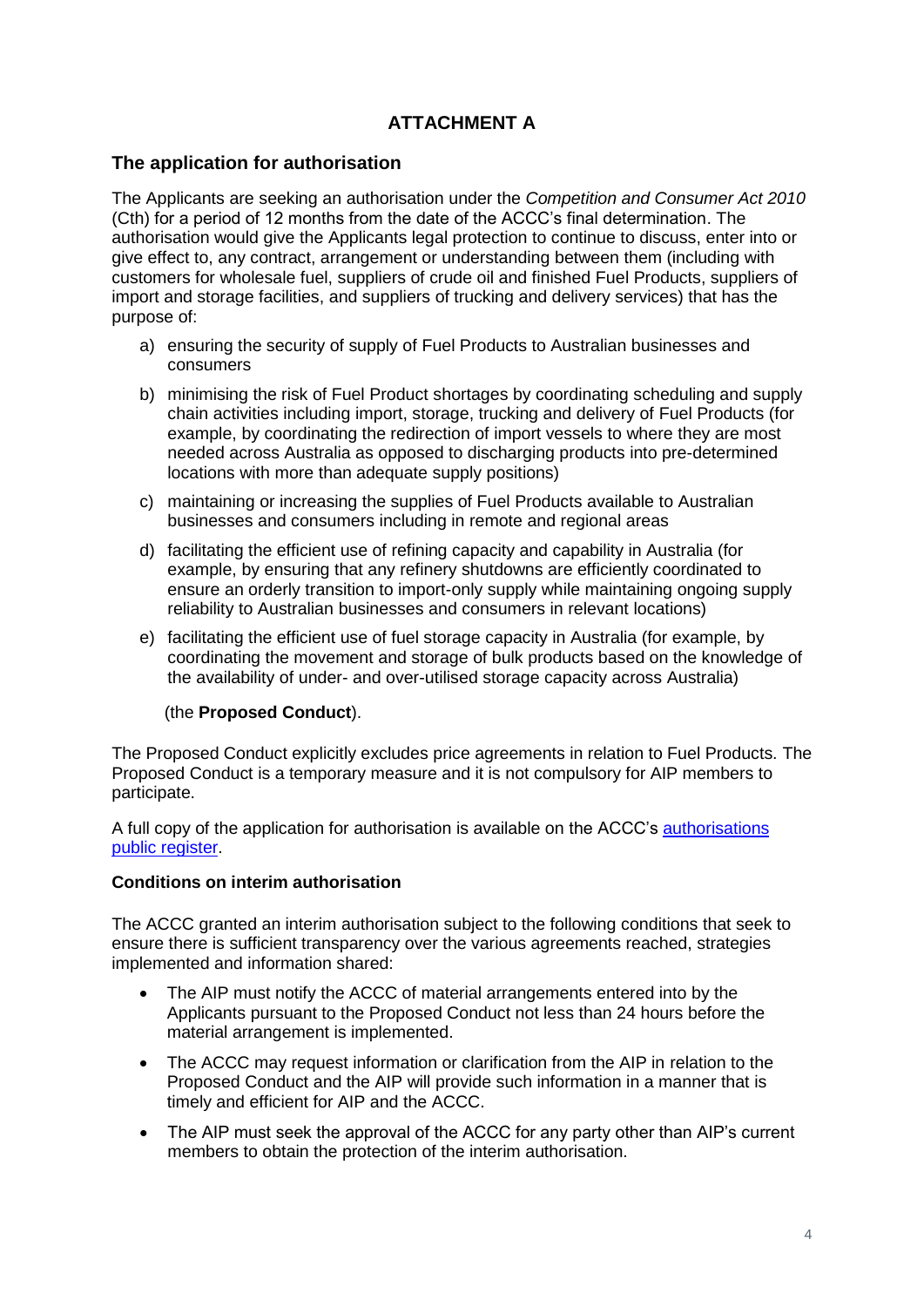# ATTACHMENT A

## The application for authorisation

The Applicants are seeking an authorisation under the *Competition and Consumer Act 2010* (Cth) for a period of 12 months from the date of the ACCC's final determination. The authorisation would give the Applicants legal protection to continue to discuss, enter into or give effect to, any contract, arrangement or understanding between them (including with customers for wholesale fuel, suppliers of crude oil and finished Fuel Products, suppliers of import and storage facilities, and suppliers of trucking and delivery services) that has the purpose of:

a) ensuring the security of supply of Fuel Products to Australian businesses and consumers

b) minimising the risk of Fuel Product shortages by coordinating scheduling and supply chain activities including import, storage, trucking and delivery of Fuel Products (for example, by coordinating the redirection of import vessels to where they are most needed across Australia as opposed to discharging products into pre-determined locations with more than adequate supply positions)

c) maintaining or increasing the supplies of Fuel Products available to Australian businesses and consumers including in remote and regional areas

d) facilitating the efficient use of refining capacity and capability in Australia (for example, by ensuring that any refinery shutdowns are efficiently coordinated to ensure an orderly transition to import-only supply while maintaining ongoing supply reliability to Australian businesses and consumers in relevant locations)

e) facilitating the efficient use of fuel storage capacity in Australia (for example, by coordinating the movement and storage of bulk products based on the knowledge of the availability of under- and over-utilised storage capacity across Australia)

(the **Proposed Conduct**).

The Proposed Conduct explicitly excludes price agreements in relation to Fuel Products. The Proposed Conduct is a temporary measure and it is not compulsory for AIP members to participate.

A full copy of the application for authorisation is available on the ACCC's authorisations public register.

**Conditions on interim authorisation**

The ACCC granted an interim authorisation subject to the following conditions that seek to ensure there is sufficient transparency over the various agreements reached, strategies implemented and information shared:

- The AIP must notify the ACCC of material arrangements entered into by the Applicants pursuant to the Proposed Conduct not less than 24 hours before the material arrangement is implemented.
- The ACCC may request information or clarification from the AIP in relation to the Proposed Conduct and the AIP will provide such information in a manner that is timely and efficient for AIP and the ACCC.
- The AIP must seek the approval of the ACCC for any party other than AIP's current members to obtain the protection of the interim authorisation.